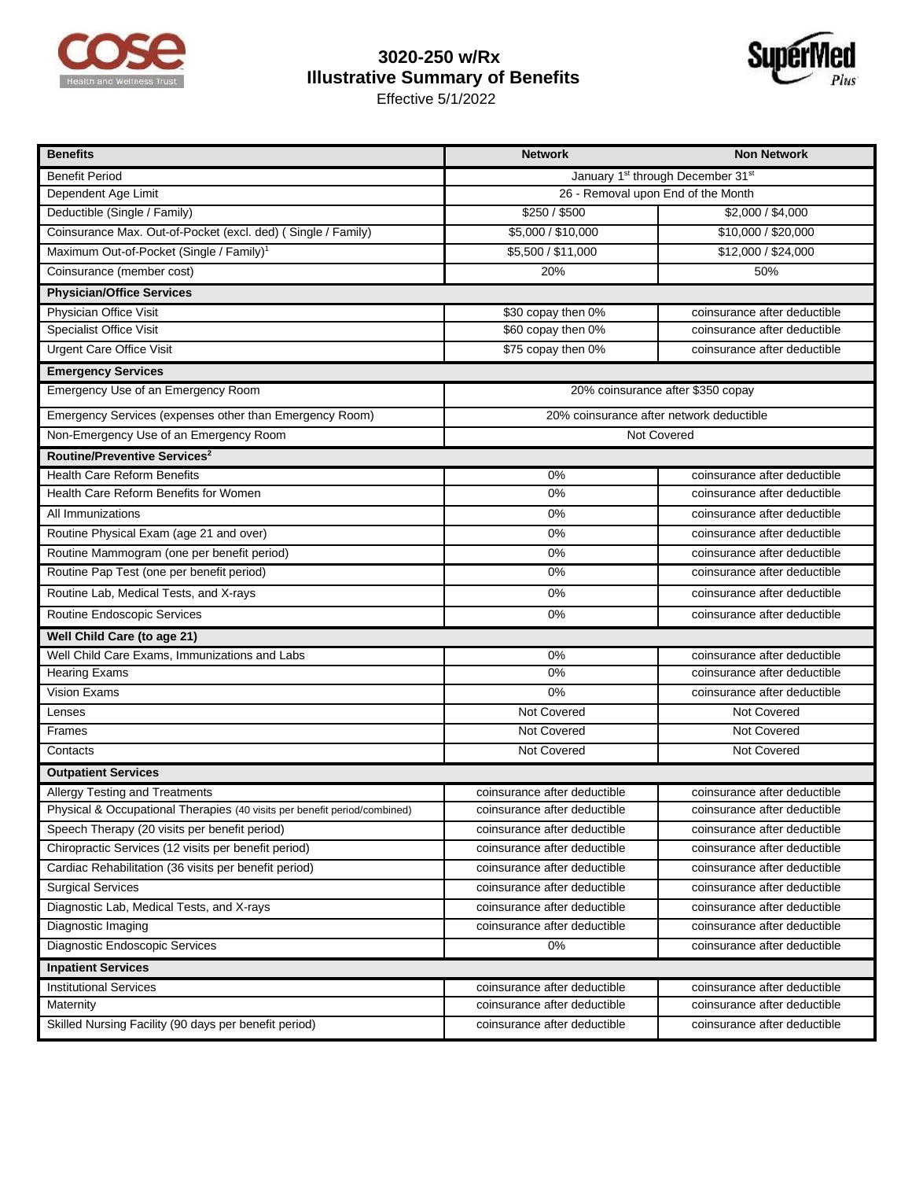# 3020-250 w/Rx
## Illustrative Summary of Benefits
Effective 5/1/2022

| Benefits | Network | Non Network |
|---|---|---|
| Benefit Period | January 1st through December 31st | |
| Dependent Age Limit | 26 - Removal upon End of the Month | |
| Deductible (Single / Family) | $250 / $500 | $2,000 / $4,000 |
| Coinsurance Max. Out-of-Pocket (excl. ded) ( Single / Family) | $5,000 / $10,000 | $10,000 / $20,000 |
| Maximum Out-of-Pocket (Single / Family)[1] | $5,500 / $11,000 | $12,000 / $24,000 |
| Coinsurance (member cost) | 20% | 50% |
| **Physician/Office Services** | | |
| Physician Office Visit | $30 copay then 0% | coinsurance after deductible |
| Specialist Office Visit | $60 copay then 0% | coinsurance after deductible |
| Urgent Care Office Visit | $75 copay then 0% | coinsurance after deductible |
| **Emergency Services** | | |
| Emergency Use of an Emergency Room | 20% coinsurance after $350 copay | |
| Emergency Services (expenses other than Emergency Room) | 20% coinsurance after network deductible | |
| Non-Emergency Use of an Emergency Room | Not Covered | |
| **Routine/Preventive Services[2]** | | |
| Health Care Reform Benefits | 0% | coinsurance after deductible |
| Health Care Reform Benefits for Women | 0% | coinsurance after deductible |
| All Immunizations | 0% | coinsurance after deductible |
| Routine Physical Exam (age 21 and over) | 0% | coinsurance after deductible |
| Routine Mammogram (one per benefit period) | 0% | coinsurance after deductible |
| Routine Pap Test (one per benefit period) | 0% | coinsurance after deductible |
| Routine Lab, Medical Tests, and X-rays | 0% | coinsurance after deductible |
| Routine Endoscopic Services | 0% | coinsurance after deductible |
| **Well Child Care (to age 21)** | | |
| Well Child Care Exams, Immunizations and Labs | 0% | coinsurance after deductible |
| Hearing Exams | 0% | coinsurance after deductible |
| Vision Exams | 0% | coinsurance after deductible |
| Lenses | Not Covered | Not Covered |
| Frames | Not Covered | Not Covered |
| Contacts | Not Covered | Not Covered |
| **Outpatient Services** | | |
| Allergy Testing and Treatments | coinsurance after deductible | coinsurance after deductible |
| Physical & Occupational Therapies (40 visits per benefit period/combined) | coinsurance after deductible | coinsurance after deductible |
| Speech Therapy (20 visits per benefit period) | coinsurance after deductible | coinsurance after deductible |
| Chiropractic Services (12 visits per benefit period) | coinsurance after deductible | coinsurance after deductible |
| Cardiac Rehabilitation (36 visits per benefit period) | coinsurance after deductible | coinsurance after deductible |
| Surgical Services | coinsurance after deductible | coinsurance after deductible |
| Diagnostic Lab, Medical Tests, and X-rays | coinsurance after deductible | coinsurance after deductible |
| Diagnostic Imaging | coinsurance after deductible | coinsurance after deductible |
| Diagnostic Endoscopic Services | 0% | coinsurance after deductible |
| **Inpatient Services** | | |
| Institutional Services | coinsurance after deductible | coinsurance after deductible |
| Maternity | coinsurance after deductible | coinsurance after deductible |
| Skilled Nursing Facility (90 days per benefit period) | coinsurance after deductible | coinsurance after deductible |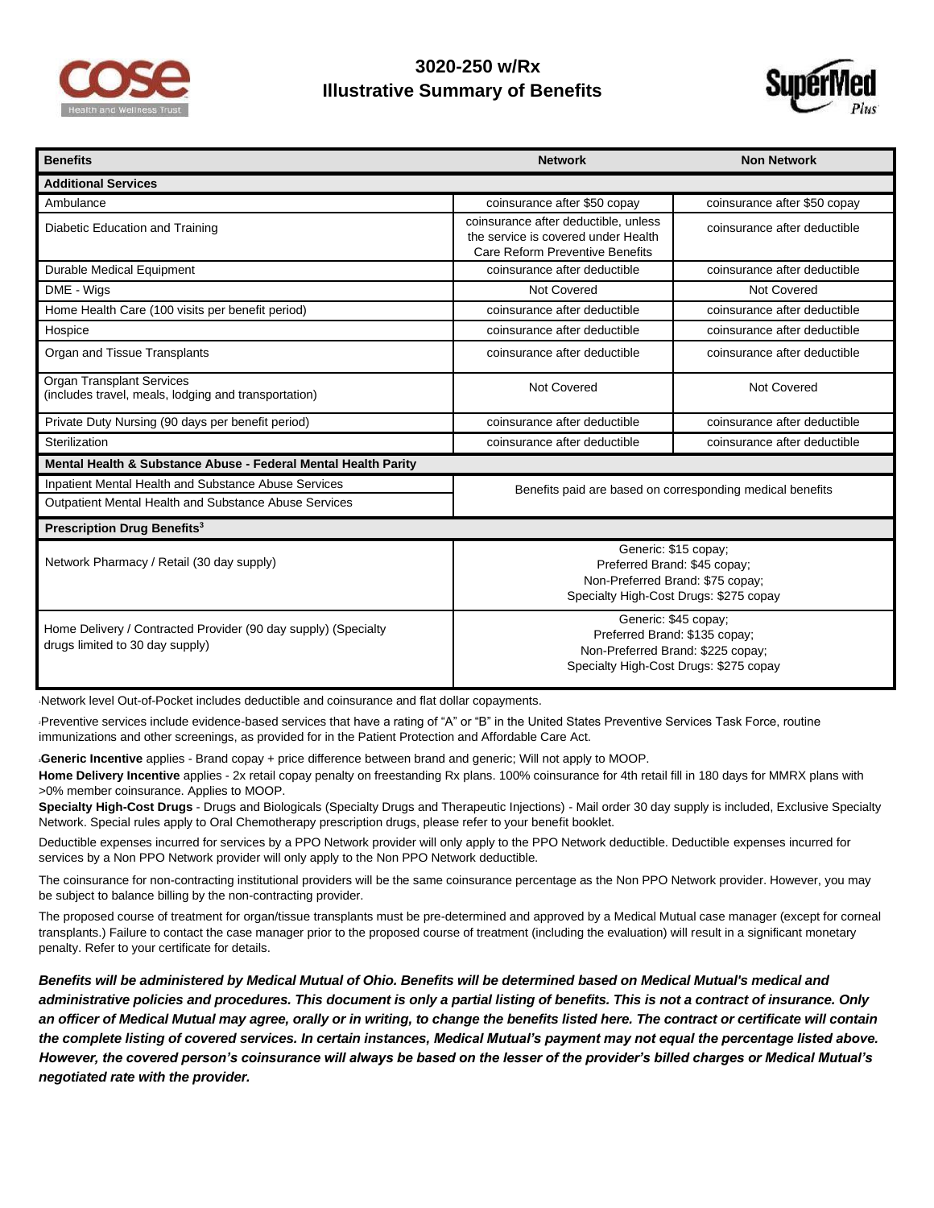# 3020-250 w/Rx
# Illustrative Summary of Benefits

| Benefits | Network | Non Network |
|---|---|---|
| **Additional Services** | | |
| Ambulance | coinsurance after $50 copay | coinsurance after $50 copay |
| Diabetic Education and Training | coinsurance after deductible, unless the service is covered under Health Care Reform Preventive Benefits | coinsurance after deductible |
| Durable Medical Equipment | coinsurance after deductible | coinsurance after deductible |
| DME - Wigs | Not Covered | Not Covered |
| Home Health Care (100 visits per benefit period) | coinsurance after deductible | coinsurance after deductible |
| Hospice | coinsurance after deductible | coinsurance after deductible |
| Organ and Tissue Transplants | coinsurance after deductible | coinsurance after deductible |
| Organ Transplant Services (includes travel, meals, lodging and transportation) | Not Covered | Not Covered |
| Private Duty Nursing (90 days per benefit period) | coinsurance after deductible | coinsurance after deductible |
| Sterilization | coinsurance after deductible | coinsurance after deductible |
| **Mental Health & Substance Abuse - Federal Mental Health Parity** | | |
| Inpatient Mental Health and Substance Abuse Services | Benefits paid are based on corresponding medical benefits | |
| Outpatient Mental Health and Substance Abuse Services | | |
| **Prescription Drug Benefits[3]** | | |
| Network Pharmacy / Retail (30 day supply) | Generic: $15 copay; Preferred Brand: $45 copay; Non-Preferred Brand: $75 copay; Specialty High-Cost Drugs: $275 copay | |
| Home Delivery / Contracted Provider (90 day supply) (Specialty drugs limited to 30 day supply) | Generic: $45 copay; Preferred Brand: $135 copay; Non-Preferred Brand: $225 copay; Specialty High-Cost Drugs: $275 copay | |

[1]Network level Out-of-Pocket includes deductible and coinsurance and flat dollar copayments.

[2]Preventive services include evidence-based services that have a rating of "A" or "B" in the United States Preventive Services Task Force, routine immunizations and other screenings, as provided for in the Patient Protection and Affordable Care Act.

[3]**Generic Incentive** applies - Brand copay + price difference between brand and generic; Will not apply to MOOP.
**Home Delivery Incentive** applies - 2x retail copay penalty on freestanding Rx plans. 100% coinsurance for 4th retail fill in 180 days for MMRX plans with >0% member coinsurance. Applies to MOOP.
**Specialty High-Cost Drugs** - Drugs and Biologicals (Specialty Drugs and Therapeutic Injections) - Mail order 30 day supply is included, Exclusive Specialty Network. Special rules apply to Oral Chemotherapy prescription drugs, please refer to your benefit booklet.

Deductible expenses incurred for services by a PPO Network provider will only apply to the PPO Network deductible. Deductible expenses incurred for services by a Non PPO Network provider will only apply to the Non PPO Network deductible.

The coinsurance for non-contracting institutional providers will be the same coinsurance percentage as the Non PPO Network provider. However, you may be subject to balance billing by the non-contracting provider.

The proposed course of treatment for organ/tissue transplants must be pre-determined and approved by a Medical Mutual case manager (except for corneal transplants.) Failure to contact the case manager prior to the proposed course of treatment (including the evaluation) will result in a significant monetary penalty. Refer to your certificate for details.

***Benefits will be administered by Medical Mutual of Ohio. Benefits will be determined based on Medical Mutual's medical and administrative policies and procedures. This document is only a partial listing of benefits. This is not a contract of insurance. Only an officer of Medical Mutual may agree, orally or in writing, to change the benefits listed here. The contract or certificate will contain the complete listing of covered services. In certain instances, Medical Mutual's payment may not equal the percentage listed above. However, the covered person's coinsurance will always be based on the lesser of the provider's billed charges or Medical Mutual's negotiated rate with the provider.***